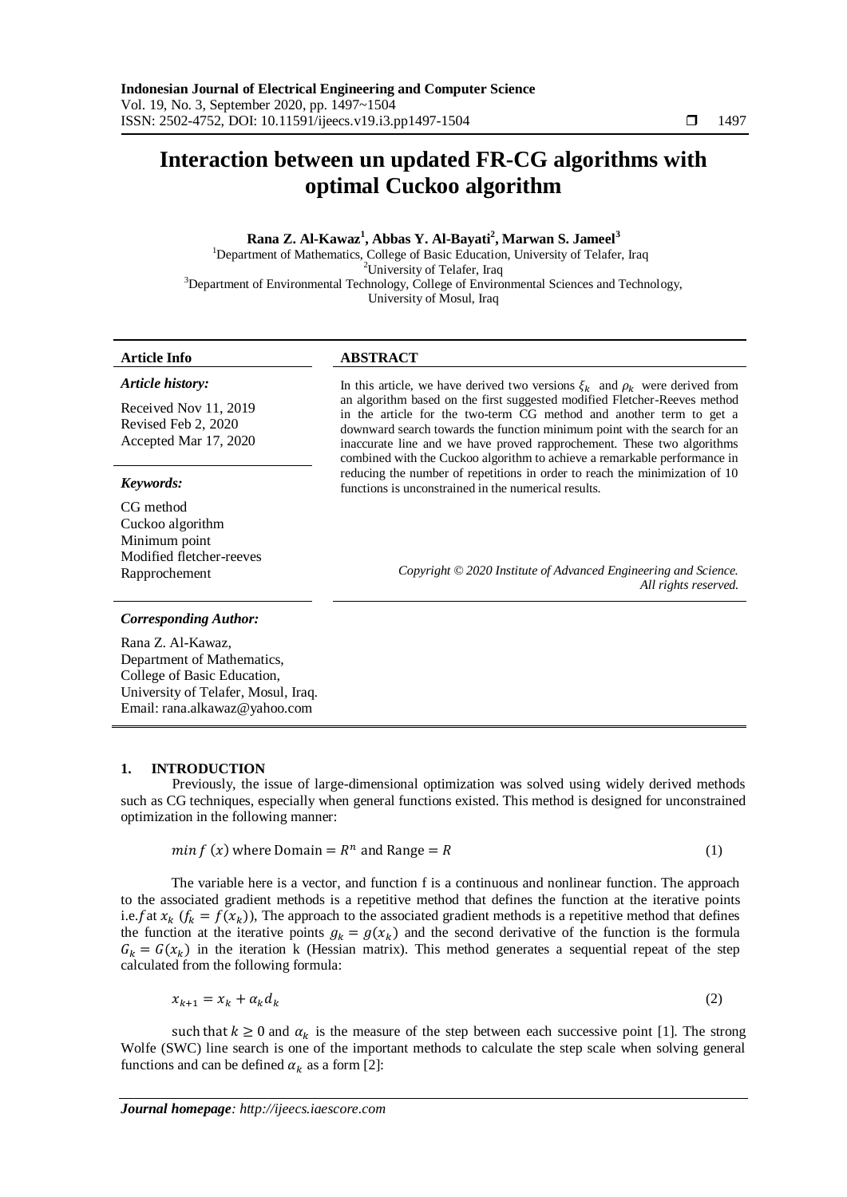# Interaction between un updated FR-CG algorithms with optimal Cuckoo algorithm

**Rana Z. Al-Kawaz[1], Abbas Y. Al-Bayati[2], Marwan S. Jameel[3]**

[1]Department of Mathematics, College of Basic Education, University of Telafer, Iraq
[2]University of Telafer, Iraq
[3]Department of Environmental Technology, College of Environmental Sciences and Technology, University of Mosul, Iraq

| **Article Info** | **ABSTRACT** |
|---|---|
| ***Article history:*** <br> Received Nov 11, 2019 <br> Revised Feb 2, 2020 <br> Accepted Mar 17, 2020 | In this article, we have derived two versions $\xi_k$ and $\rho_k$ were derived from an algorithm based on the first suggested modified Fletcher-Reeves method in the article for the two-term CG method and another term to get a downward search towards the function minimum point with the search for an inaccurate line and we have proved rapprochement. These two algorithms combined with the Cuckoo algorithm to achieve a remarkable performance in reducing the number of repetitions in order to reach the minimization of 10 functions is unconstrained in the numerical results. |
| ***Keywords:*** <br> CG method <br> Cuckoo algorithm <br> Minimum point <br> Modified fletcher-reeves <br> Rapprochement | *Copyright © 2020 Institute of Advanced Engineering and Science. All rights reserved.* |

***Corresponding Author:***

Rana Z. Al-Kawaz,
Department of Mathematics,
College of Basic Education,
University of Telafer, Mosul, Iraq.
Email: rana.alkawaz@yahoo.com

## 1. INTRODUCTION

Previously, the issue of large-dimensional optimization was solved using widely derived methods such as CG techniques, especially when general functions existed. This method is designed for unconstrained optimization in the following manner:

$$\min f(x) \text{ where Domain} = R^n \text{ and Range} = R \tag{1}$$

The variable here is a vector, and function f is a continuous and nonlinear function. The approach to the associated gradient methods is a repetitive method that defines the function at the iterative points i.e. $f$ at $x_k$ ($f_k = f(x_k)$), The approach to the associated gradient methods is a repetitive method that defines the function at the iterative points $g_k = g(x_k)$ and the second derivative of the function is the formula $G_k = G(x_k)$ in the iteration k (Hessian matrix). This method generates a sequential repeat of the step calculated from the following formula:

$$x_{k+1} = x_k + \alpha_k d_k \tag{2}$$

such that $k \geq 0$ and $\alpha_k$ is the measure of the step between each successive point [1]. The strong Wolfe (SWC) line search is one of the important methods to calculate the step scale when solving general functions and can be defined $\alpha_k$ as a form [2]: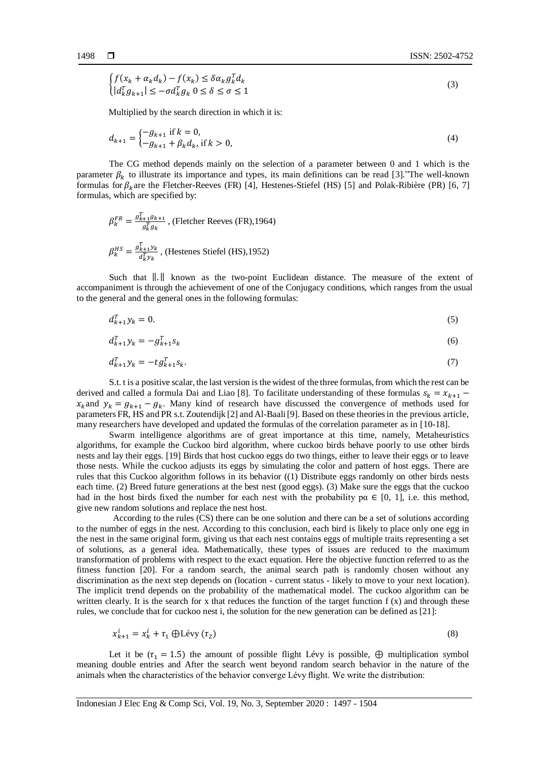$$\begin{cases} f(x_k + \alpha_k d_k) - f(x_k) \leq \delta \alpha_k g_k^T d_k \\ |d_k^T g_{k+1}| \leq -\sigma d_k^T g_k \; 0 \leq \delta \leq \sigma \leq 1 \end{cases} \tag{3}$$

Multiplied by the search direction in which it is:

$$d_{k+1} = \begin{cases} -g_{k+1} \text{ if } k = 0, \\ -g_{k+1} + \beta_k d_k, \text{ if } k > 0, \end{cases} \tag{4}$$

The CG method depends mainly on the selection of a parameter between 0 and 1 which is the parameter $\beta_k$ to illustrate its importance and types, its main definitions can be read [3]."The well-known formulas for $\beta_k$ are the Fletcher-Reeves (FR) [4], Hestenes-Stiefel (HS) [5] and Polak-Ribière (PR) [6, 7] formulas, which are specified by:

$\beta_k^{FR} = \frac{g_{k+1}^T g_{k+1}}{g_k^T g_k}$ , (Fletcher Reeves (FR),1964)

$\beta_k^{HS} = \frac{g_{k+1}^T y_k}{d_k^T y_k}$ , (Hestenes Stiefel (HS),1952)

Such that $\|.\|$ known as the two-point Euclidean distance. The measure of the extent of accompaniment is through the achievement of one of the Conjugacy conditions, which ranges from the usual to the general and the general ones in the following formulas:

$$d_{k+1}^T y_k = 0. \tag{5}$$

$$d_{k+1}^T y_k = -g_{k+1}^T s_k \tag{6}$$

$$d_{k+1}^T y_k = -t g_{k+1}^T s_k. \tag{7}$$

S.t. t is a positive scalar, the last version is the widest of the three formulas, from which the rest can be derived and called a formula Dai and Liao [8]. To facilitate understanding of these formulas $s_k = x_{k+1} - x_k$ and $y_k = g_{k+1} - g_k$. Many kind of research have discussed the convergence of methods used for parameters FR, HS and PR s.t. Zoutendijk [2] and Al-Baali [9]. Based on these theories in the previous article, many researchers have developed and updated the formulas of the correlation parameter as in [10-18].

Swarm intelligence algorithms are of great importance at this time, namely, Metaheuristics algorithms, for example the Cuckoo bird algorithm, where cuckoo birds behave poorly to use other birds nests and lay their eggs. [19] Birds that host cuckoo eggs do two things, either to leave their eggs or to leave those nests. While the cuckoo adjusts its eggs by simulating the color and pattern of host eggs. There are rules that this Cuckoo algorithm follows in its behavior ((1) Distribute eggs randomly on other birds nests each time. (2) Breed future generations at the best nest (good eggs). (3) Make sure the eggs that the cuckoo had in the host birds fixed the number for each nest with the probability $p\alpha \in [0, 1]$, i.e. this method, give new random solutions and replace the nest host.

According to the rules (CS) there can be one solution and there can be a set of solutions according to the number of eggs in the nest. According to this conclusion, each bird is likely to place only one egg in the nest in the same original form, giving us that each nest contains eggs of multiple traits representing a set of solutions, as a general idea. Mathematically, these types of issues are reduced to the maximum transformation of problems with respect to the exact equation. Here the objective function referred to as the fitness function [20]. For a random search, the animal search path is randomly chosen without any discrimination as the next step depends on (location - current status - likely to move to your next location). The implicit trend depends on the probability of the mathematical model. The cuckoo algorithm can be written clearly. It is the search for x that reduces the function of the target function f (x) and through these rules, we conclude that for cuckoo nest i, the solution for the new generation can be defined as [21]:

$$x_{k+1}^i = x_k^i + \tau_1 \oplus \text{Lévy}(\tau_2) \tag{8}$$

Let it be ($\tau_1 = 1.5$) the amount of possible flight Lévy is possible, $\oplus$ multiplication symbol meaning double entries and After the search went beyond random search behavior in the nature of the animals when the characteristics of the behavior converge Lévy flight. We write the distribution: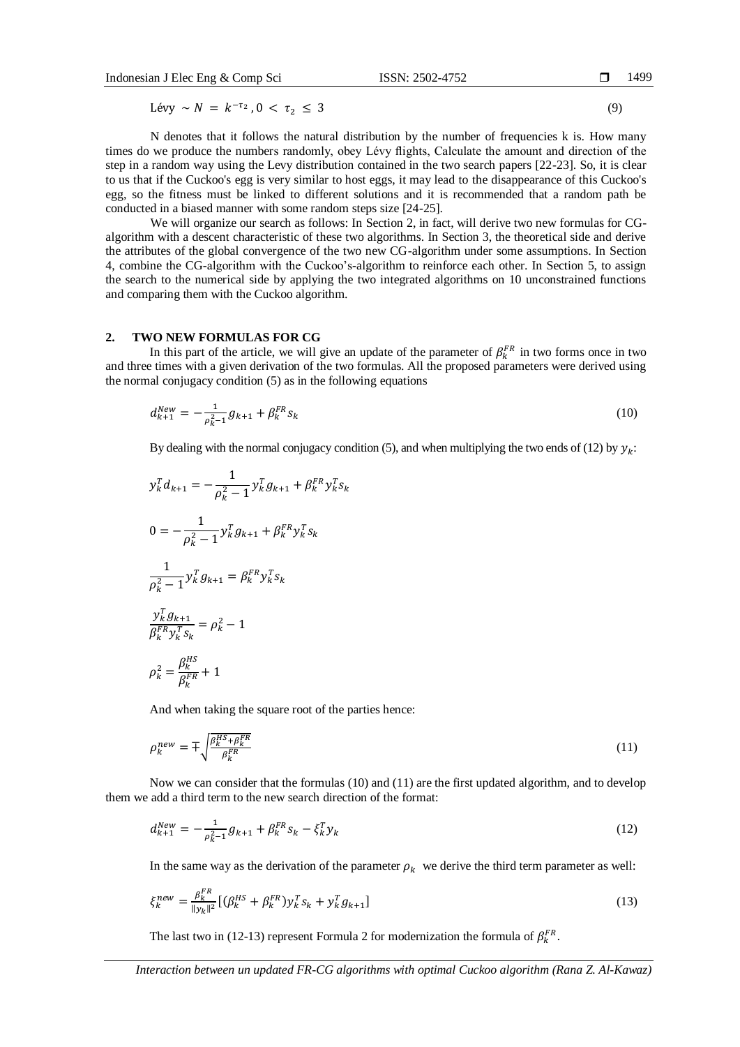$$\text{Lévy} \sim N = k^{-\tau_2}, 0 < \tau_2 \leq 3 \tag{9}$$

N denotes that it follows the natural distribution by the number of frequencies k is. How many times do we produce the numbers randomly, obey Lévy flights, Calculate the amount and direction of the step in a random way using the Levy distribution contained in the two search papers [22-23]. So, it is clear to us that if the Cuckoo's egg is very similar to host eggs, it may lead to the disappearance of this Cuckoo's egg, so the fitness must be linked to different solutions and it is recommended that a random path be conducted in a biased manner with some random steps size [24-25].

We will organize our search as follows: In Section 2, in fact, will derive two new formulas for CG-algorithm with a descent characteristic of these two algorithms. In Section 3, the theoretical side and derive the attributes of the global convergence of the two new CG-algorithm under some assumptions. In Section 4, combine the CG-algorithm with the Cuckoo's-algorithm to reinforce each other. In Section 5, to assign the search to the numerical side by applying the two integrated algorithms on 10 unconstrained functions and comparing them with the Cuckoo algorithm.

## 2. TWO NEW FORMULAS FOR CG

In this part of the article, we will give an update of the parameter of $\beta_k^{FR}$ in two forms once in two and three times with a given derivation of the two formulas. All the proposed parameters were derived using the normal conjugacy condition (5) as in the following equations

$$d_{k+1}^{New} = -\frac{1}{\rho_k^2 - 1} g_{k+1} + \beta_k^{FR} s_k \tag{10}$$

By dealing with the normal conjugacy condition (5), and when multiplying the two ends of (12) by $y_k$:

$$y_k^T d_{k+1} = -\frac{1}{\rho_k^2 - 1} y_k^T g_{k+1} + \beta_k^{FR} y_k^T s_k$$

$$0 = -\frac{1}{\rho_k^2 - 1} y_k^T g_{k+1} + \beta_k^{FR} y_k^T s_k$$

$$\frac{1}{\rho_k^2 - 1} y_k^T g_{k+1} = \beta_k^{FR} y_k^T s_k$$

$$\frac{y_k^T g_{k+1}}{\beta_k^{FR} y_k^T s_k} = \rho_k^2 - 1$$

$$\rho_k^2 = \frac{\beta_k^{HS}}{\beta_k^{FR}} + 1$$

And when taking the square root of the parties hence:

$$\rho_k^{new} = \mp \sqrt{\frac{\beta_k^{HS} + \beta_k^{FR}}{\beta_k^{FR}}} \tag{11}$$

Now we can consider that the formulas (10) and (11) are the first updated algorithm, and to develop them we add a third term to the new search direction of the format:

$$d_{k+1}^{New} = -\frac{1}{\rho_k^2 - 1} g_{k+1} + \beta_k^{FR} s_k - \xi_k^T y_k \tag{12}$$

In the same way as the derivation of the parameter $\rho_k$ we derive the third term parameter as well:

$$\xi_k^{new} = \frac{\beta_k^{FR}}{\|y_k\|^2} [(\beta_k^{HS} + \beta_k^{FR}) y_k^T s_k + y_k^T g_{k+1}] \tag{13}$$

The last two in (12-13) represent Formula 2 for modernization the formula of $\beta_k^{FR}$.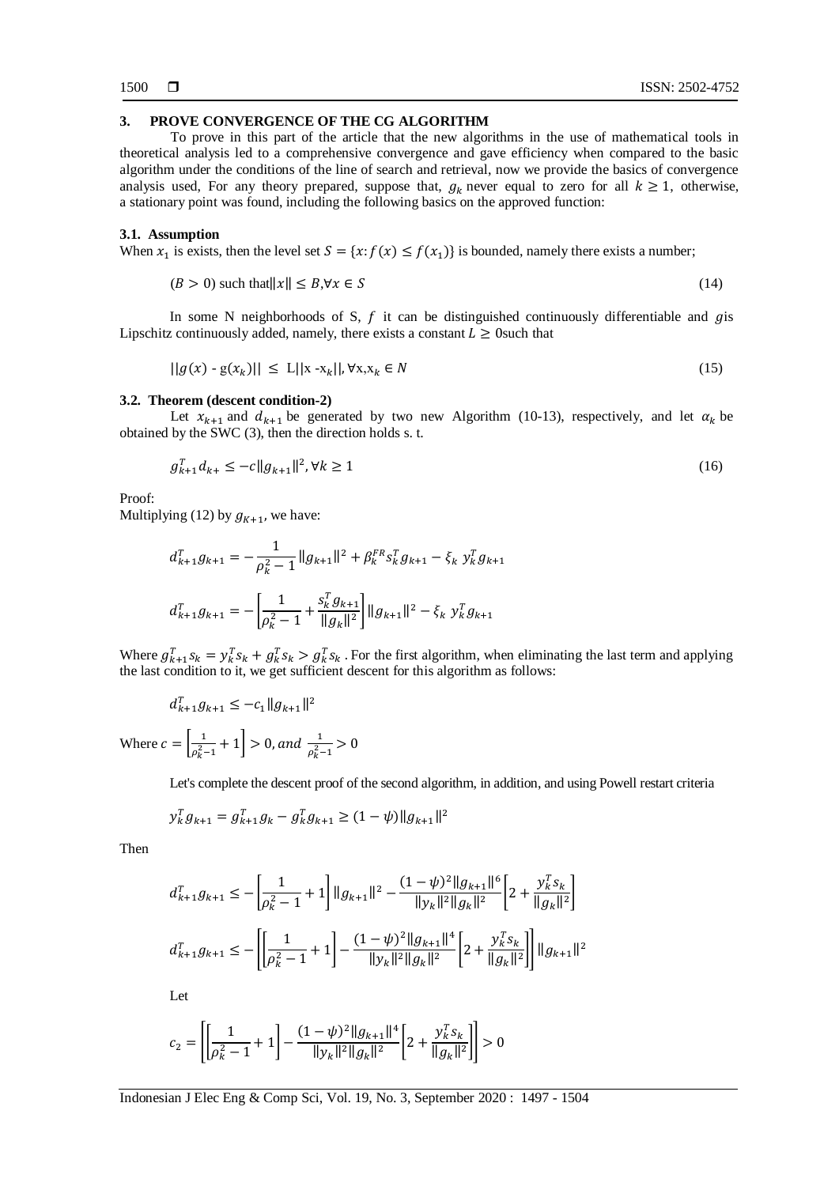## 3. PROVE CONVERGENCE OF THE CG ALGORITHM

To prove in this part of the article that the new algorithms in the use of mathematical tools in theoretical analysis led to a comprehensive convergence and gave efficiency when compared to the basic algorithm under the conditions of the line of search and retrieval, now we provide the basics of convergence analysis used, For any theory prepared, suppose that, $g_k$ never equal to zero for all $k \geq 1$, otherwise, a stationary point was found, including the following basics on the approved function:

### 3.1. Assumption

When $x_1$ is exists, then the level set $S = \{x: f(x) \leq f(x_1)\}$ is bounded, namely there exists a number;

$$(B > 0) \text{ such that} \|x\| \leq B, \forall x \in S \tag{14}$$

In some N neighborhoods of S, $f$ it can be distinguished continuously differentiable and $g$is Lipschitz continuously added, namely, there exists a constant $L \geq 0$such that

$$||g(x) - g(x_k)|| \leq L||x - x_k||, \forall x, x_k \in N \tag{15}$$

### 3.2. Theorem (descent condition-2)

Let $x_{k+1}$ and $d_{k+1}$ be generated by two new Algorithm (10-13), respectively, and let $\alpha_k$ be obtained by the SWC (3), then the direction holds s. t.

$$g_{k+1}^T d_{k+} \leq -c\|g_{k+1}\|^2, \forall k \geq 1 \tag{16}$$

Proof:

Multiplying (12) by $g_{K+1}$, we have:

$$d_{k+1}^T g_{k+1} = -\frac{1}{\rho_k^2 - 1}\|g_{k+1}\|^2 + \beta_k^{FR} s_k^T g_{k+1} - \xi_k \; y_k^T g_{k+1}$$

$$d_{k+1}^T g_{k+1} = -\left[\frac{1}{\rho_k^2 - 1} + \frac{s_k^T g_{k+1}}{\|g_k\|^2}\right]\|g_{k+1}\|^2 - \xi_k \; y_k^T g_{k+1}$$

Where $g_{k+1}^T s_k = y_k^T s_k + g_k^T s_k > g_k^T s_k$ . For the first algorithm, when eliminating the last term and applying the last condition to it, we get sufficient descent for this algorithm as follows:

$$d_{k+1}^T g_{k+1} \leq -c_1\|g_{k+1}\|^2$$

Where $c = \left[\frac{1}{\rho_k^2 - 1} + 1\right] > 0, \text{and } \frac{1}{\rho_k^2 - 1} > 0$

Let's complete the descent proof of the second algorithm, in addition, and using Powell restart criteria

$$y_k^T g_{k+1} = g_{k+1}^T g_k - g_k^T g_{k+1} \geq (1 - \psi)\|g_{k+1}\|^2$$

Then

$$d_{k+1}^T g_{k+1} \leq -\left[\frac{1}{\rho_k^2 - 1} + 1\right]\|g_{k+1}\|^2 - \frac{(1-\psi)^2\|g_{k+1}\|^6}{\|y_k\|^2\|g_k\|^2}\left[2 + \frac{y_k^T s_k}{\|g_k\|^2}\right]$$

$$d_{k+1}^T g_{k+1} \leq -\left[\left[\frac{1}{\rho_k^2 - 1} + 1\right] - \frac{(1-\psi)^2\|g_{k+1}\|^4}{\|y_k\|^2\|g_k\|^2}\left[2 + \frac{y_k^T s_k}{\|g_k\|^2}\right]\right]\|g_{k+1}\|^2$$

Let

$$c_2 = \left[\left[\frac{1}{\rho_k^2 - 1} + 1\right] - \frac{(1-\psi)^2\|g_{k+1}\|^4}{\|y_k\|^2\|g_k\|^2}\left[2 + \frac{y_k^T s_k}{\|g_k\|^2}\right]\right] > 0$$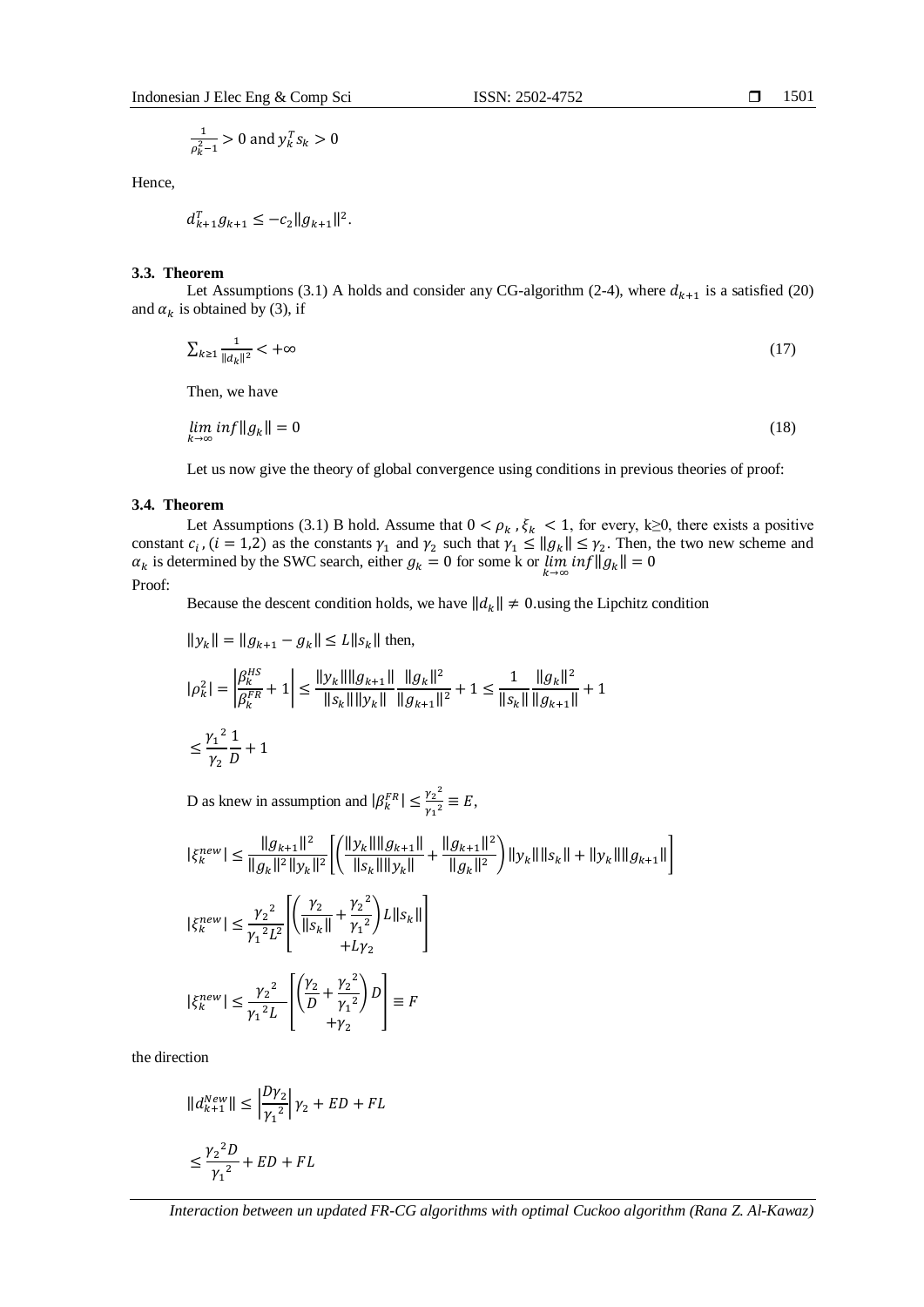$$\frac{1}{\rho_k^2 - 1} > 0 \text{ and } y_k^T s_k > 0$$

Hence,

$$d_{k+1}^T g_{k+1} \leq -c_2 \|g_{k+1}\|^2.$$

### 3.3. Theorem

Let Assumptions (3.1) A holds and consider any CG-algorithm (2-4), where $d_{k+1}$ is a satisfied (20) and $\alpha_k$ is obtained by (3), if

$$\sum_{k \geq 1} \frac{1}{\|d_k\|^2} < +\infty \tag{17}$$

Then, we have

$$\lim_{k \to \infty} \inf \|g_k\| = 0 \tag{18}$$

Let us now give the theory of global convergence using conditions in previous theories of proof:

### 3.4. Theorem

Let Assumptions (3.1) B hold. Assume that $0 < \rho_k, \xi_k < 1$, for every, k≥0, there exists a positive constant $c_i, (i = 1,2)$ as the constants $\gamma_1$ and $\gamma_2$ such that $\gamma_1 \leq \|g_k\| \leq \gamma_2$. Then, the two new scheme and $\alpha_k$ is determined by the SWC search, either $g_k = 0$ for some k or $\lim_{k \to \infty} \inf \|g_k\| = 0$

Proof:

Because the descent condition holds, we have $\|d_k\| \neq 0$.using the Lipchitz condition

$\|y_k\| = \|g_{k+1} - g_k\| \leq L\|s_k\|$ then,

$$|\rho_k^2| = \left|\frac{\beta_k^{HS}}{\beta_k^{FR}} + 1\right| \leq \frac{\|y_k\|\|g_{k+1}\|}{\|s_k\|\|y_k\|} \frac{\|g_k\|^2}{\|g_{k+1}\|^2} + 1 \leq \frac{1}{\|s_k\|} \frac{\|g_k\|^2}{\|g_{k+1}\|} + 1$$

$$\leq \frac{{\gamma_1}^2}{\gamma_2} \frac{1}{D} + 1$$

D as knew in assumption and $|\beta_k^{FR}| \leq \frac{{\gamma_2}^2}{{\gamma_1}^2} \equiv E$,

$$|\xi_k^{new}| \leq \frac{\|g_{k+1}\|^2}{\|g_k\|^2 \|y_k\|^2} \left[ \left( \frac{\|y_k\|\|g_{k+1}\|}{\|s_k\|\|y_k\|} + \frac{\|g_{k+1}\|^2}{\|g_k\|^2} \right) \|y_k\|\|s_k\| + \|y_k\|\|g_{k+1}\| \right]$$

$$|\xi_k^{new}| \leq \frac{{\gamma_2}^2}{{\gamma_1}^2 L^2} \left[ \begin{array}{c} \left( \frac{\gamma_2}{\|s_k\|} + \frac{{\gamma_2}^2}{{\gamma_1}^2} \right) L\|s_k\| \\ + L\gamma_2 \end{array} \right]$$

$$|\xi_k^{new}| \leq \frac{{\gamma_2}^2}{{\gamma_1}^2 L} \left[ \begin{array}{c} \left( \frac{\gamma_2}{D} + \frac{{\gamma_2}^2}{{\gamma_1}^2} \right) D \\ + \gamma_2 \end{array} \right] \equiv F$$

the direction

$$\|d_{k+1}^{New}\| \leq \left| \frac{D\gamma_2}{{\gamma_1}^2} \right| \gamma_2 + ED + FL$$

$$\leq \frac{{\gamma_2}^2 D}{{\gamma_1}^2} + ED + FL$$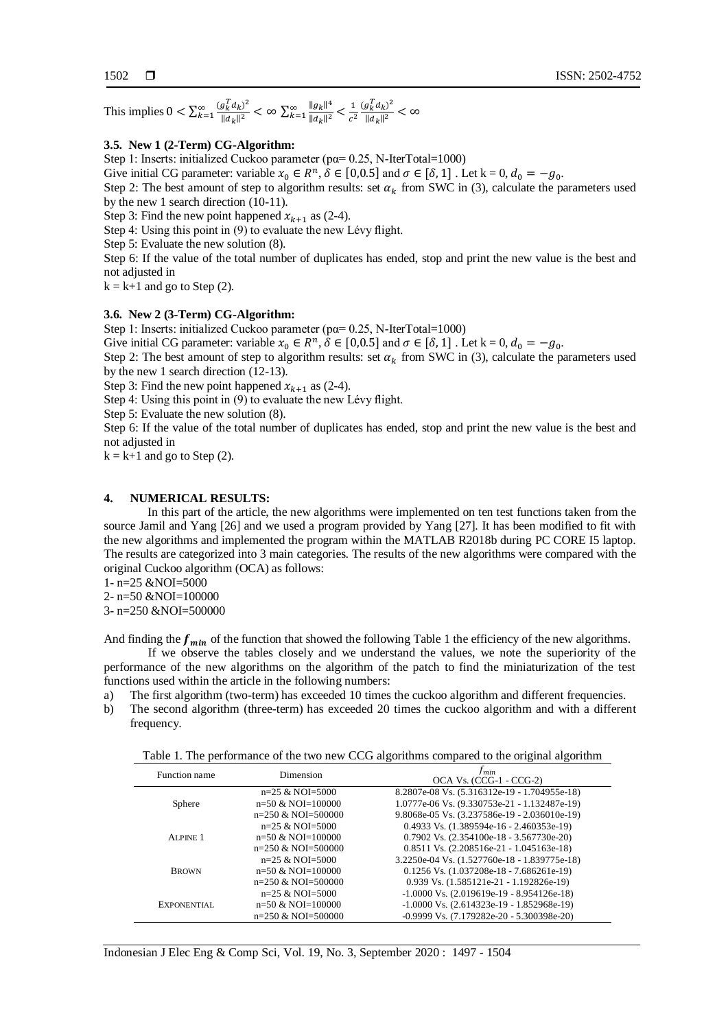This implies $0 < \sum_{k=1}^{\infty} \frac{(g_k^T d_k)^2}{\|d_k\|^2} < \infty \sum_{k=1}^{\infty} \frac{\|g_k\|^4}{\|d_k\|^2} < \frac{1}{c^2} \frac{(g_k^T d_k)^2}{\|d_k\|^2} < \infty$

### 3.5. New 1 (2-Term) CG-Algorithm:

Step 1: Inserts: initialized Cuckoo parameter (pα= 0.25, N-IterTotal=1000)

Give initial CG parameter: variable $x_0 \in R^n$, $\delta \in [0,0.5]$ and $\sigma \in [\delta, 1]$ . Let k = 0, $d_0 = -g_0$.

Step 2: The best amount of step to algorithm results: set $\alpha_k$ from SWC in (3), calculate the parameters used by the new 1 search direction (10-11).

Step 3: Find the new point happened $x_{k+1}$ as (2-4).

Step 4: Using this point in (9) to evaluate the new Lévy flight.

Step 5: Evaluate the new solution (8).

Step 6: If the value of the total number of duplicates has ended, stop and print the new value is the best and not adjusted in

k = k+1 and go to Step (2).

### 3.6. New 2 (3-Term) CG-Algorithm:

Step 1: Inserts: initialized Cuckoo parameter (pα= 0.25, N-IterTotal=1000)

Give initial CG parameter: variable $x_0 \in R^n$, $\delta \in [0,0.5]$ and $\sigma \in [\delta, 1]$ . Let k = 0, $d_0 = -g_0$.

Step 2: The best amount of step to algorithm results: set $\alpha_k$ from SWC in (3), calculate the parameters used by the new 1 search direction (12-13).

Step 3: Find the new point happened $x_{k+1}$ as (2-4).

Step 4: Using this point in (9) to evaluate the new Lévy flight.

Step 5: Evaluate the new solution (8).

Step 6: If the value of the total number of duplicates has ended, stop and print the new value is the best and not adjusted in

k = k+1 and go to Step (2).

## 4. NUMERICAL RESULTS:

In this part of the article, the new algorithms were implemented on ten test functions taken from the source Jamil and Yang [26] and we used a program provided by Yang [27]. It has been modified to fit with the new algorithms and implemented the program within the MATLAB R2018b during PC CORE I5 laptop. The results are categorized into 3 main categories. The results of the new algorithms were compared with the original Cuckoo algorithm (OCA) as follows:

1- n=25 &NOI=5000

2- n=50 &NOI=100000

3- n=250 &NOI=500000

And finding the $\boldsymbol{f_{min}}$ of the function that showed the following Table 1 the efficiency of the new algorithms.

If we observe the tables closely and we understand the values, we note the superiority of the performance of the new algorithms on the algorithm of the patch to find the miniaturization of the test functions used within the article in the following numbers:

a) The first algorithm (two-term) has exceeded 10 times the cuckoo algorithm and different frequencies.
b) The second algorithm (three-term) has exceeded 20 times the cuckoo algorithm and with a different frequency.

Table 1. The performance of the two new CCG algorithms compared to the original algorithm

| Function name | Dimension | $f_{min}$ OCA Vs. (CCG-1 - CCG-2) |
|---|---|---|
| Sphere | n=25 & NOI=5000 | 8.2807e-08 Vs. (5.316312e-19 - 1.704955e-18) |
| | n=50 & NOI=100000 | 1.0777e-06 Vs. (9.330753e-21 - 1.132487e-19) |
| | n=250 & NOI=500000 | 9.8068e-05 Vs. (3.237586e-19 - 2.036010e-19) |
| ALPINE 1 | n=25 & NOI=5000 | 0.4933 Vs. (1.389594e-16 - 2.460353e-19) |
| | n=50 & NOI=100000 | 0.7902 Vs. (2.354100e-18 - 3.567730e-20) |
| | n=250 & NOI=500000 | 0.8511 Vs. (2.208516e-21 - 1.045163e-18) |
| BROWN | n=25 & NOI=5000 | 3.2250e-04 Vs. (1.527760e-18 - 1.839775e-18) |
| | n=50 & NOI=100000 | 0.1256 Vs. (1.037208e-18 - 7.686261e-19) |
| | n=250 & NOI=500000 | 0.939 Vs. (1.585121e-21 - 1.192826e-19) |
| EXPONENTIAL | n=25 & NOI=5000 | -1.0000 Vs. (2.019619e-19 - 8.954126e-18) |
| | n=50 & NOI=100000 | -1.0000 Vs. (2.614323e-19 - 1.852968e-19) |
| | n=250 & NOI=500000 | -0.9999 Vs. (7.179282e-20 - 5.300398e-20) |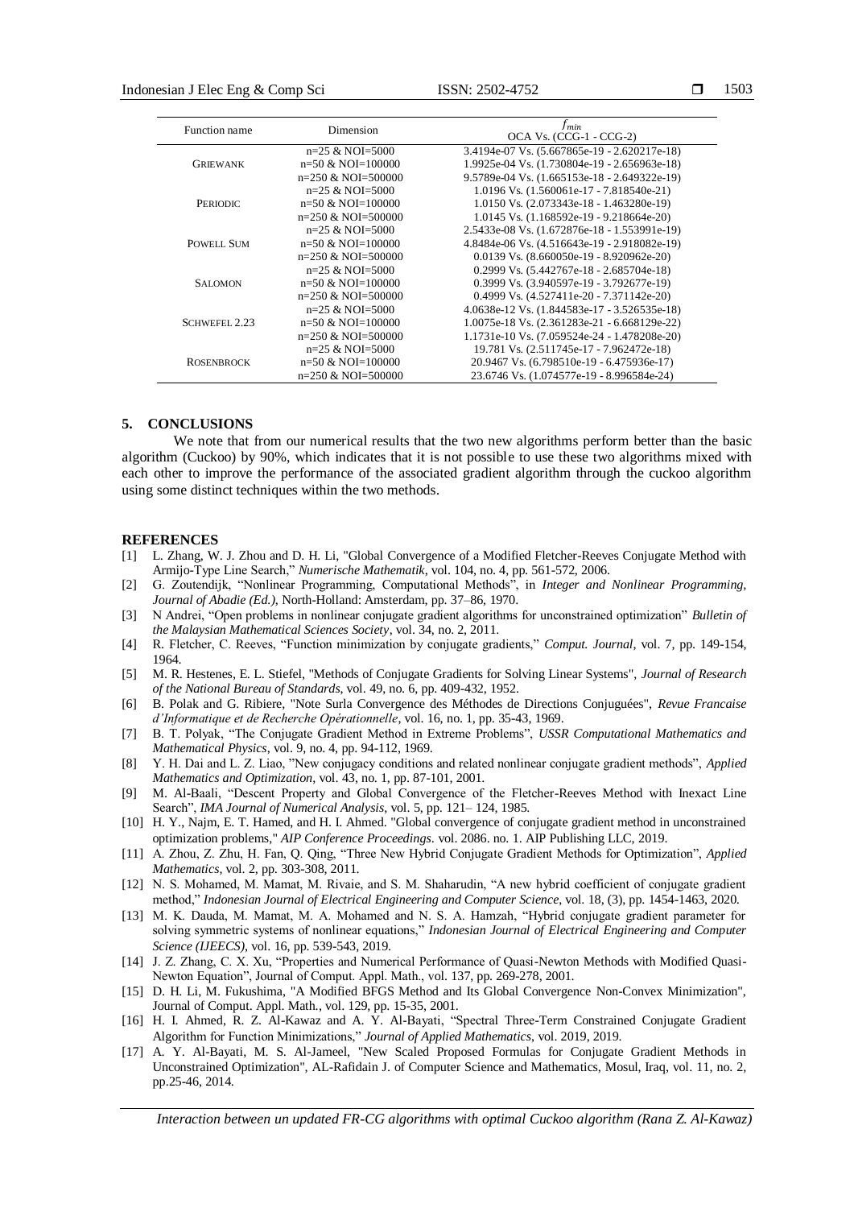| Function name | Dimension | $f_{min}$ OCA Vs. (CCG-1 - CCG-2) |
|---|---|---|
| GRIEWANK | n=25 & NOI=5000 | 3.4194e-07 Vs. (5.667865e-19 - 2.620217e-18) |
| | n=50 & NOI=100000 | 1.9925e-04 Vs. (1.730804e-19 - 2.656963e-18) |
| | n=250 & NOI=500000 | 9.5789e-04 Vs. (1.665153e-18 - 2.649322e-19) |
| PERIODIC | n=25 & NOI=5000 | 1.0196 Vs. (1.560061e-17 - 7.818540e-21) |
| | n=50 & NOI=100000 | 1.0150 Vs. (2.073343e-18 - 1.463280e-19) |
| | n=250 & NOI=500000 | 1.0145 Vs. (1.168592e-19 - 9.218664e-20) |
| POWELL SUM | n=25 & NOI=5000 | 2.5433e-08 Vs. (1.672876e-18 - 1.553991e-19) |
| | n=50 & NOI=100000 | 4.8484e-06 Vs. (4.516643e-19 - 2.918082e-19) |
| | n=250 & NOI=500000 | 0.0139 Vs. (8.660050e-19 - 8.920962e-20) |
| SALOMON | n=25 & NOI=5000 | 0.2999 Vs. (5.442767e-18 - 2.685704e-18) |
| | n=50 & NOI=100000 | 0.3999 Vs. (3.940597e-19 - 3.792677e-19) |
| | n=250 & NOI=500000 | 0.4999 Vs. (4.527411e-20 - 7.371142e-20) |
| SCHWEFEL 2.23 | n=25 & NOI=5000 | 4.0638e-12 Vs. (1.844583e-17 - 3.526535e-18) |
| | n=50 & NOI=100000 | 1.0075e-18 Vs. (2.361283e-21 - 6.668129e-22) |
| | n=250 & NOI=500000 | 1.1731e-10 Vs. (7.059524e-24 - 1.478208e-20) |
| ROSENBROCK | n=25 & NOI=5000 | 19.781 Vs. (2.511745e-17 - 7.962472e-18) |
| | n=50 & NOI=100000 | 20.9467 Vs. (6.798510e-19 - 6.475936e-17) |
| | n=250 & NOI=500000 | 23.6746 Vs. (1.074577e-19 - 8.996584e-24) |

## 5. CONCLUSIONS

We note that from our numerical results that the two new algorithms perform better than the basic algorithm (Cuckoo) by 90%, which indicates that it is not possible to use these two algorithms mixed with each other to improve the performance of the associated gradient algorithm through the cuckoo algorithm using some distinct techniques within the two methods.

## REFERENCES

[1] L. Zhang, W. J. Zhou and D. H. Li, "Global Convergence of a Modified Fletcher-Reeves Conjugate Method with Armijo-Type Line Search," *Numerische Mathematik*, vol. 104, no. 4, pp. 561-572, 2006.

[2] G. Zoutendijk, "Nonlinear Programming, Computational Methods", in *Integer and Nonlinear Programming, Journal of Abadie (Ed.)*, North-Holland: Amsterdam, pp. 37–86, 1970.

[3] N Andrei, "Open problems in nonlinear conjugate gradient algorithms for unconstrained optimization" *Bulletin of the Malaysian Mathematical Sciences Society*, vol. 34, no. 2, 2011.

[4] R. Fletcher, C. Reeves, "Function minimization by conjugate gradients," *Comput. Journal*, vol. 7, pp. 149-154, 1964.

[5] M. R. Hestenes, E. L. Stiefel, "Methods of Conjugate Gradients for Solving Linear Systems", *Journal of Research of the National Bureau of Standards*, vol. 49, no. 6, pp. 409-432, 1952.

[6] B. Polak and G. Ribiere, "Note Surla Convergence des Méthodes de Directions Conjuguées", *Revue Francaise d'Informatique et de Recherche Opérationnelle*, vol. 16, no. 1, pp. 35-43, 1969.

[7] B. T. Polyak, "The Conjugate Gradient Method in Extreme Problems", *USSR Computational Mathematics and Mathematical Physics*, vol. 9, no. 4, pp. 94-112, 1969.

[8] Y. H. Dai and L. Z. Liao, "New conjugacy conditions and related nonlinear conjugate gradient methods", *Applied Mathematics and Optimization*, vol. 43, no. 1, pp. 87-101, 2001.

[9] M. Al-Baali, "Descent Property and Global Convergence of the Fletcher-Reeves Method with Inexact Line Search", *IMA Journal of Numerical Analysis*, vol. 5, pp. 121– 124, 1985.

[10] H. Y., Najm, E. T. Hamed, and H. I. Ahmed. "Global convergence of conjugate gradient method in unconstrained optimization problems," *AIP Conference Proceedings*. vol. 2086. no. 1. AIP Publishing LLC, 2019.

[11] A. Zhou, Z. Zhu, H. Fan, Q. Qing, "Three New Hybrid Conjugate Gradient Methods for Optimization", *Applied Mathematics*, vol. 2, pp. 303-308, 2011.

[12] N. S. Mohamed, M. Mamat, M. Rivaie, and S. M. Shaharudin, "A new hybrid coefficient of conjugate gradient method," *Indonesian Journal of Electrical Engineering and Computer Science*, vol. 18, (3), pp. 1454-1463, 2020.

[13] M. K. Dauda, M. Mamat, M. A. Mohamed and N. S. A. Hamzah, "Hybrid conjugate gradient parameter for solving symmetric systems of nonlinear equations," *Indonesian Journal of Electrical Engineering and Computer Science (IJEECS)*, vol. 16, pp. 539-543, 2019.

[14] J. Z. Zhang, C. X. Xu, "Properties and Numerical Performance of Quasi-Newton Methods with Modified Quasi-Newton Equation", Journal of Comput. Appl. Math., vol. 137, pp. 269-278, 2001.

[15] D. H. Li, M. Fukushima, "A Modified BFGS Method and Its Global Convergence Non-Convex Minimization", Journal of Comput. Appl. Math., vol. 129, pp. 15-35, 2001.

[16] H. I. Ahmed, R. Z. Al-Kawaz and A. Y. Al-Bayati, "Spectral Three-Term Constrained Conjugate Gradient Algorithm for Function Minimizations," *Journal of Applied Mathematics*, vol. 2019, 2019.

[17] A. Y. Al-Bayati, M. S. Al-Jameel, "New Scaled Proposed Formulas for Conjugate Gradient Methods in Unconstrained Optimization", AL-Rafidain J. of Computer Science and Mathematics, Mosul, Iraq, vol. 11, no. 2, pp.25-46, 2014.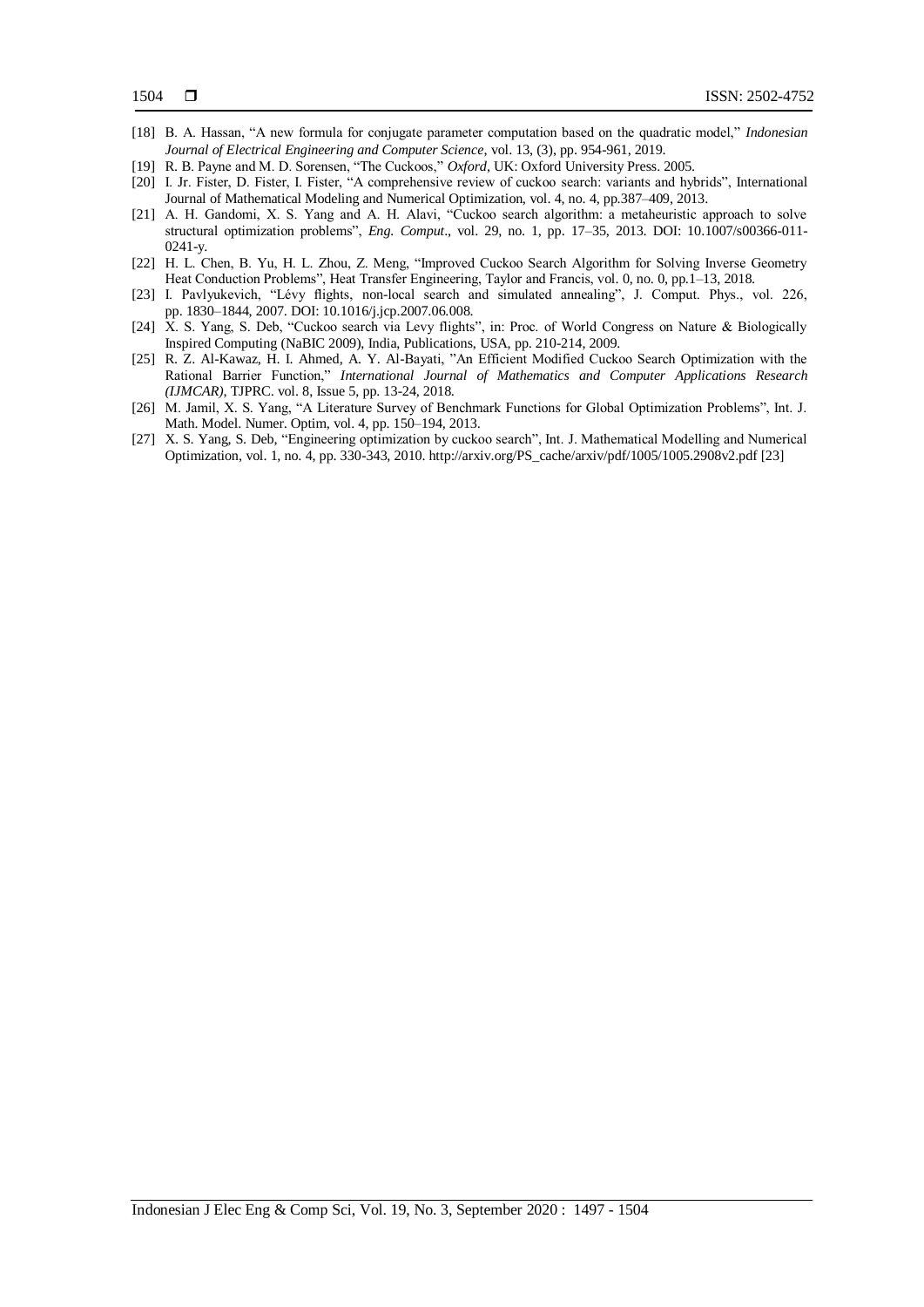[18] B. A. Hassan, "A new formula for conjugate parameter computation based on the quadratic model," *Indonesian Journal of Electrical Engineering and Computer Science*, vol. 13, (3), pp. 954-961, 2019.

[19] R. B. Payne and M. D. Sorensen, "The Cuckoos," *Oxford*, UK: Oxford University Press. 2005.

[20] I. Jr. Fister, D. Fister, I. Fister, "A comprehensive review of cuckoo search: variants and hybrids", International Journal of Mathematical Modeling and Numerical Optimization, vol. 4, no. 4, pp.387–409, 2013.

[21] A. H. Gandomi, X. S. Yang and A. H. Alavi, "Cuckoo search algorithm: a metaheuristic approach to solve structural optimization problems", *Eng. Comput*., vol. 29, no. 1, pp. 17–35, 2013. DOI: 10.1007/s00366-011-0241-y.

[22] H. L. Chen, B. Yu, H. L. Zhou, Z. Meng, "Improved Cuckoo Search Algorithm for Solving Inverse Geometry Heat Conduction Problems", Heat Transfer Engineering, Taylor and Francis, vol. 0, no. 0, pp.1–13, 2018.

[23] I. Pavlyukevich, "Lévy flights, non-local search and simulated annealing", J. Comput. Phys., vol. 226, pp. 1830–1844, 2007. DOI: 10.1016/j.jcp.2007.06.008.

[24] X. S. Yang, S. Deb, "Cuckoo search via Levy flights", in: Proc. of World Congress on Nature & Biologically Inspired Computing (NaBIC 2009), India, Publications, USA, pp. 210-214, 2009.

[25] R. Z. Al-Kawaz, H. I. Ahmed, A. Y. Al-Bayati, "An Efficient Modified Cuckoo Search Optimization with the Rational Barrier Function," *International Journal of Mathematics and Computer Applications Research (IJMCAR)*, TJPRC. vol. 8, Issue 5, pp. 13-24, 2018.

[26] M. Jamil, X. S. Yang, "A Literature Survey of Benchmark Functions for Global Optimization Problems", Int. J. Math. Model. Numer. Optim, vol. 4, pp. 150–194, 2013.

[27] X. S. Yang, S. Deb, "Engineering optimization by cuckoo search", Int. J. Mathematical Modelling and Numerical Optimization, vol. 1, no. 4, pp. 330-343, 2010. http://arxiv.org/PS_cache/arxiv/pdf/1005/1005.2908v2.pdf [23]